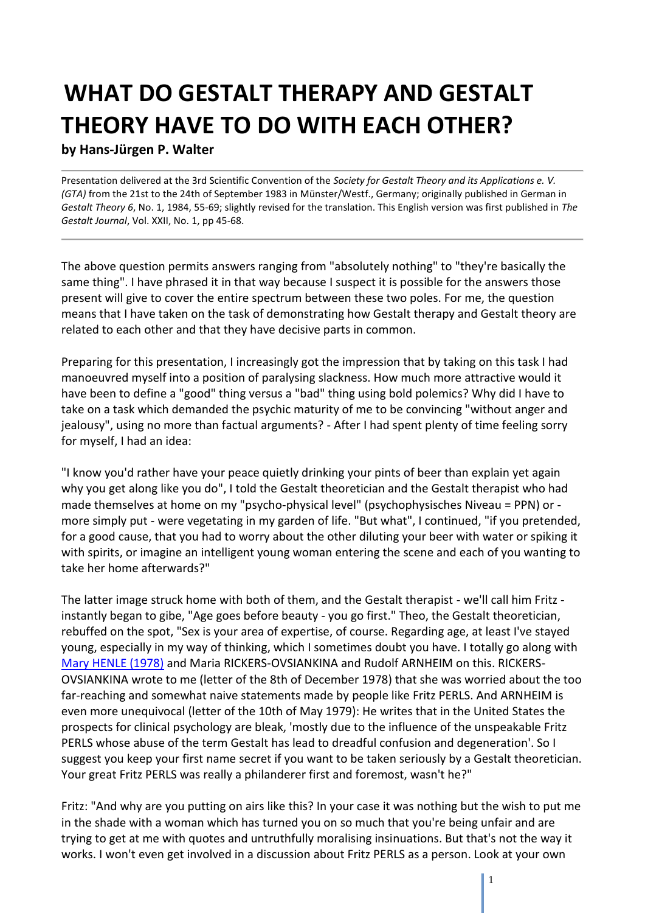# WHAT DO GESTALT THERAPY AND GESTALT THEORY HAVE TO DO WITH EACH OTHER?

**by Hans-Jürgen P. Walter**

---

Presentation delivered at the 3rd Scientific Convention of the *Society for Gestalt Theory and its Applications e. V. (GTA)* from the 21st to the 24th of September 1983 in Münster/Westf., Germany; originally published in German in *Gestalt Theory 6*, No. 1, 1984, 55-69; slightly revised for the translation. This English version was first published in *The Gestalt Journal*, Vol. XXII, No. 1, pp 45-68.

---

The above question permits answers ranging from "absolutely nothing" to "they're basically the same thing". I have phrased it in that way because I suspect it is possible for the answers those present will give to cover the entire spectrum between these two poles. For me, the question means that I have taken on the task of demonstrating how Gestalt therapy and Gestalt theory are related to each other and that they have decisive parts in common.

Preparing for this presentation, I increasingly got the impression that by taking on this task I had manoeuvred myself into a position of paralysing slackness. How much more attractive would it have been to define a "good" thing versus a "bad" thing using bold polemics? Why did I have to take on a task which demanded the psychic maturity of me to be convincing "without anger and jealousy", using no more than factual arguments? - After I had spent plenty of time feeling sorry for myself, I had an idea:

"I know you'd rather have your peace quietly drinking your pints of beer than explain yet again why you get along like you do", I told the Gestalt theoretician and the Gestalt therapist who had made themselves at home on my "psycho-physical level" (psychophysisches Niveau = PPN) or - more simply put - were vegetating in my garden of life. "But what", I continued, "if you pretended, for a good cause, that you had to worry about the other diluting your beer with water or spiking it with spirits, or imagine an intelligent young woman entering the scene and each of you wanting to take her home afterwards?"

The latter image struck home with both of them, and the Gestalt therapist - we'll call him Fritz - instantly began to gibe, "Age goes before beauty - you go first." Theo, the Gestalt theoretician, rebuffed on the spot, "Sex is your area of expertise, of course. Regarding age, at least I've stayed young, especially in my way of thinking, which I sometimes doubt you have. I totally go along with Mary HENLE (1978) and Maria RICKERS-OVSIANKINA and Rudolf ARNHEIM on this. RICKERS-OVSIANKINA wrote to me (letter of the 8th of December 1978) that she was worried about the too far-reaching and somewhat naive statements made by people like Fritz PERLS. And ARNHEIM is even more unequivocal (letter of the 10th of May 1979): He writes that in the United States the prospects for clinical psychology are bleak, 'mostly due to the influence of the unspeakable Fritz PERLS whose abuse of the term Gestalt has lead to dreadful confusion and degeneration'. So I suggest you keep your first name secret if you want to be taken seriously by a Gestalt theoretician. Your great Fritz PERLS was really a philanderer first and foremost, wasn't he?"

Fritz: "And why are you putting on airs like this? In your case it was nothing but the wish to put me in the shade with a woman which has turned you on so much that you're being unfair and are trying to get at me with quotes and untruthfully moralising insinuations. But that's not the way it works. I won't even get involved in a discussion about Fritz PERLS as a person. Look at your own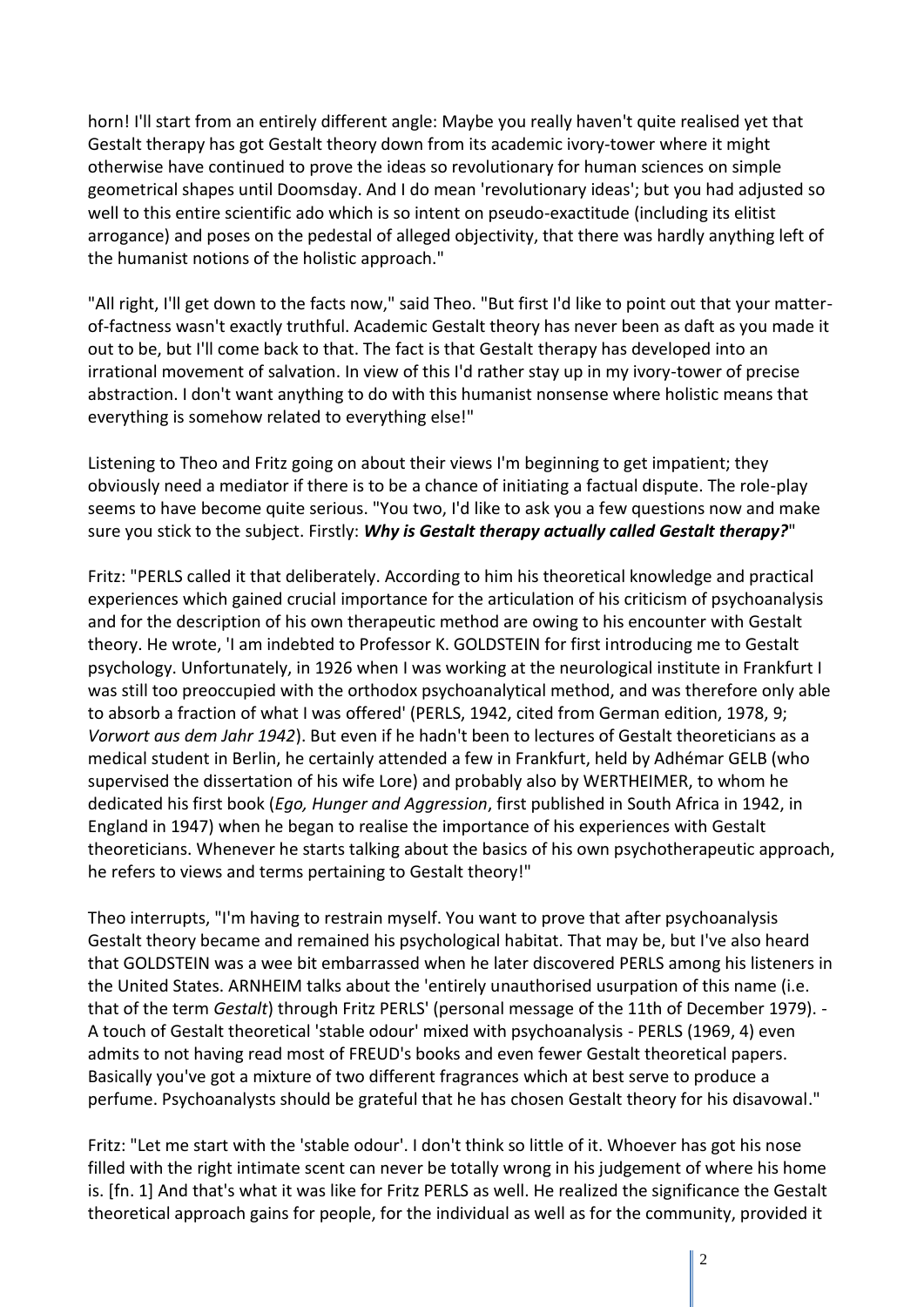horn! I'll start from an entirely different angle: Maybe you really haven't quite realised yet that Gestalt therapy has got Gestalt theory down from its academic ivory-tower where it might otherwise have continued to prove the ideas so revolutionary for human sciences on simple geometrical shapes until Doomsday. And I do mean 'revolutionary ideas'; but you had adjusted so well to this entire scientific ado which is so intent on pseudo-exactitude (including its elitist arrogance) and poses on the pedestal of alleged objectivity, that there was hardly anything left of the humanist notions of the holistic approach."

"All right, I'll get down to the facts now," said Theo. "But first I'd like to point out that your matter-of-factness wasn't exactly truthful. Academic Gestalt theory has never been as daft as you made it out to be, but I'll come back to that. The fact is that Gestalt therapy has developed into an irrational movement of salvation. In view of this I'd rather stay up in my ivory-tower of precise abstraction. I don't want anything to do with this humanist nonsense where holistic means that everything is somehow related to everything else!"

Listening to Theo and Fritz going on about their views I'm beginning to get impatient; they obviously need a mediator if there is to be a chance of initiating a factual dispute. The role-play seems to have become quite serious. "You two, I'd like to ask you a few questions now and make sure you stick to the subject. Firstly: ***Why is Gestalt therapy actually called Gestalt therapy?***"

Fritz: "PERLS called it that deliberately. According to him his theoretical knowledge and practical experiences which gained crucial importance for the articulation of his criticism of psychoanalysis and for the description of his own therapeutic method are owing to his encounter with Gestalt theory. He wrote, 'I am indebted to Professor K. GOLDSTEIN for first introducing me to Gestalt psychology. Unfortunately, in 1926 when I was working at the neurological institute in Frankfurt I was still too preoccupied with the orthodox psychoanalytical method, and was therefore only able to absorb a fraction of what I was offered' (PERLS, 1942, cited from German edition, 1978, 9; *Vorwort aus dem Jahr 1942*). But even if he hadn't been to lectures of Gestalt theoreticians as a medical student in Berlin, he certainly attended a few in Frankfurt, held by Adhémar GELB (who supervised the dissertation of his wife Lore) and probably also by WERTHEIMER, to whom he dedicated his first book (*Ego, Hunger and Aggression*, first published in South Africa in 1942, in England in 1947) when he began to realise the importance of his experiences with Gestalt theoreticians. Whenever he starts talking about the basics of his own psychotherapeutic approach, he refers to views and terms pertaining to Gestalt theory!"

Theo interrupts, "I'm having to restrain myself. You want to prove that after psychoanalysis Gestalt theory became and remained his psychological habitat. That may be, but I've also heard that GOLDSTEIN was a wee bit embarrassed when he later discovered PERLS among his listeners in the United States. ARNHEIM talks about the 'entirely unauthorised usurpation of this name (i.e. that of the term *Gestalt*) through Fritz PERLS' (personal message of the 11th of December 1979). - A touch of Gestalt theoretical 'stable odour' mixed with psychoanalysis - PERLS (1969, 4) even admits to not having read most of FREUD's books and even fewer Gestalt theoretical papers. Basically you've got a mixture of two different fragrances which at best serve to produce a perfume. Psychoanalysts should be grateful that he has chosen Gestalt theory for his disavowal."

Fritz: "Let me start with the 'stable odour'. I don't think so little of it. Whoever has got his nose filled with the right intimate scent can never be totally wrong in his judgement of where his home is. [fn. 1] And that's what it was like for Fritz PERLS as well. He realized the significance the Gestalt theoretical approach gains for people, for the individual as well as for the community, provided it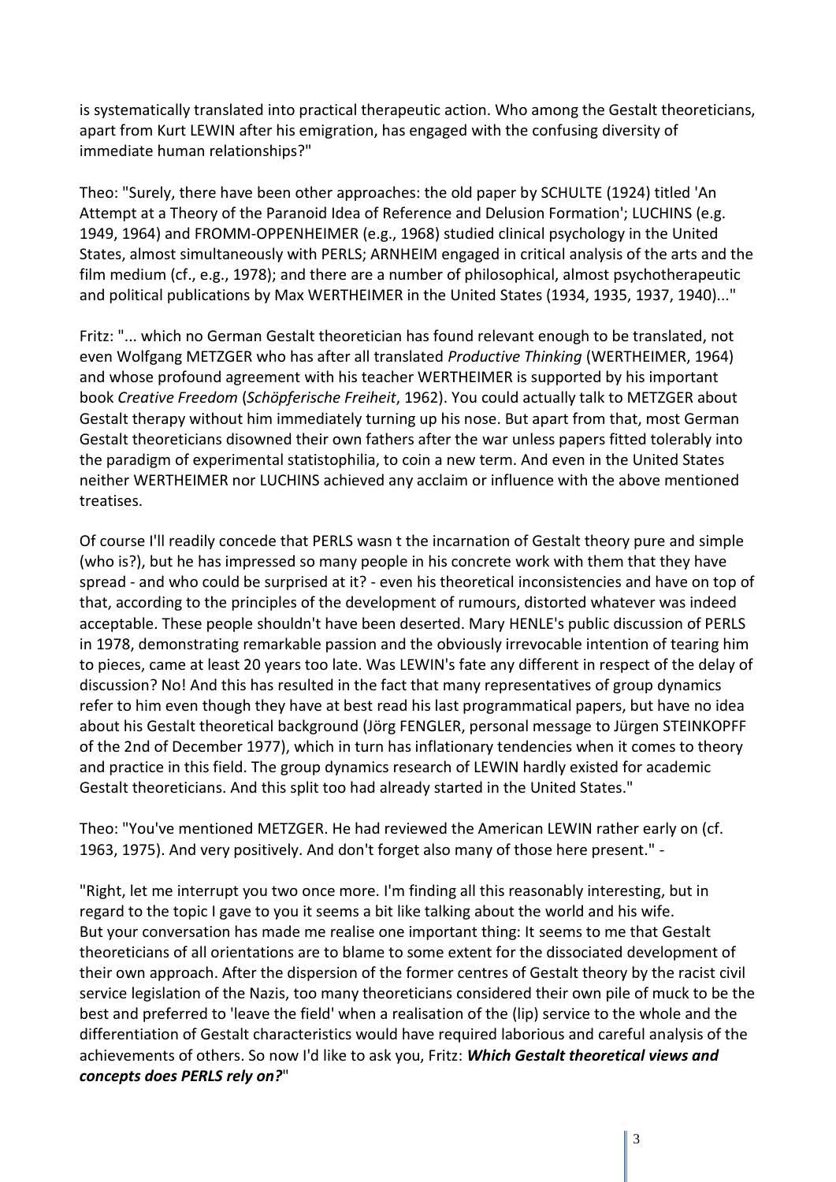is systematically translated into practical therapeutic action. Who among the Gestalt theoreticians, apart from Kurt LEWIN after his emigration, has engaged with the confusing diversity of immediate human relationships?"

Theo: "Surely, there have been other approaches: the old paper by SCHULTE (1924) titled 'An Attempt at a Theory of the Paranoid Idea of Reference and Delusion Formation'; LUCHINS (e.g. 1949, 1964) and FROMM-OPPENHEIMER (e.g., 1968) studied clinical psychology in the United States, almost simultaneously with PERLS; ARNHEIM engaged in critical analysis of the arts and the film medium (cf., e.g., 1978); and there are a number of philosophical, almost psychotherapeutic and political publications by Max WERTHEIMER in the United States (1934, 1935, 1937, 1940)..."

Fritz: "... which no German Gestalt theoretician has found relevant enough to be translated, not even Wolfgang METZGER who has after all translated *Productive Thinking* (WERTHEIMER, 1964) and whose profound agreement with his teacher WERTHEIMER is supported by his important book *Creative Freedom* (*Schöpferische Freiheit*, 1962). You could actually talk to METZGER about Gestalt therapy without him immediately turning up his nose. But apart from that, most German Gestalt theoreticians disowned their own fathers after the war unless papers fitted tolerably into the paradigm of experimental statistophilia, to coin a new term. And even in the United States neither WERTHEIMER nor LUCHINS achieved any acclaim or influence with the above mentioned treatises.

Of course I'll readily concede that PERLS wasn t the incarnation of Gestalt theory pure and simple (who is?), but he has impressed so many people in his concrete work with them that they have spread - and who could be surprised at it? - even his theoretical inconsistencies and have on top of that, according to the principles of the development of rumours, distorted whatever was indeed acceptable. These people shouldn't have been deserted. Mary HENLE's public discussion of PERLS in 1978, demonstrating remarkable passion and the obviously irrevocable intention of tearing him to pieces, came at least 20 years too late. Was LEWIN's fate any different in respect of the delay of discussion? No! And this has resulted in the fact that many representatives of group dynamics refer to him even though they have at best read his last programmatical papers, but have no idea about his Gestalt theoretical background (Jörg FENGLER, personal message to Jürgen STEINKOPFF of the 2nd of December 1977), which in turn has inflationary tendencies when it comes to theory and practice in this field. The group dynamics research of LEWIN hardly existed for academic Gestalt theoreticians. And this split too had already started in the United States."

Theo: "You've mentioned METZGER. He had reviewed the American LEWIN rather early on (cf. 1963, 1975). And very positively. And don't forget also many of those here present." -

"Right, let me interrupt you two once more. I'm finding all this reasonably interesting, but in regard to the topic I gave to you it seems a bit like talking about the world and his wife. But your conversation has made me realise one important thing: It seems to me that Gestalt theoreticians of all orientations are to blame to some extent for the dissociated development of their own approach. After the dispersion of the former centres of Gestalt theory by the racist civil service legislation of the Nazis, too many theoreticians considered their own pile of muck to be the best and preferred to 'leave the field' when a realisation of the (lip) service to the whole and the differentiation of Gestalt characteristics would have required laborious and careful analysis of the achievements of others. So now I'd like to ask you, Fritz: ***Which Gestalt theoretical views and concepts does PERLS rely on?***"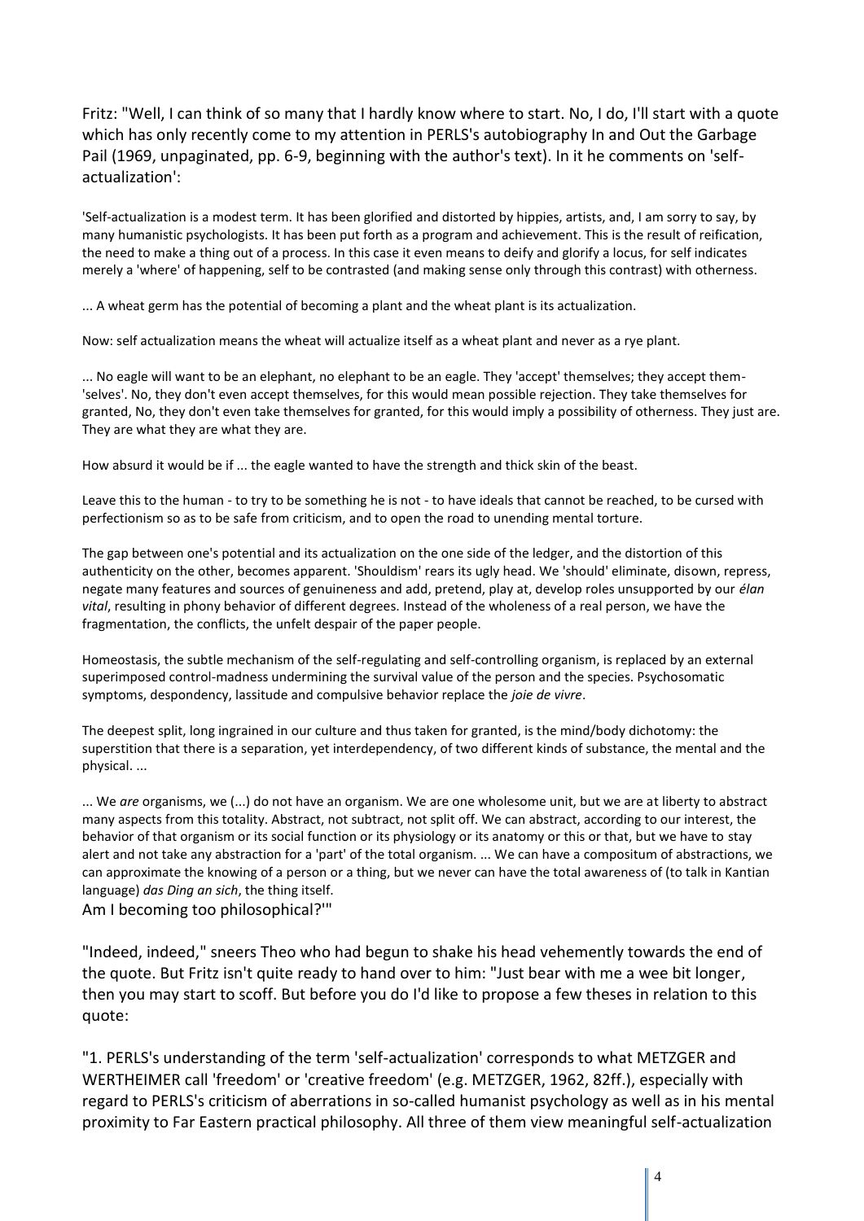Fritz: "Well, I can think of so many that I hardly know where to start. No, I do, I'll start with a quote which has only recently come to my attention in PERLS's autobiography In and Out the Garbage Pail (1969, unpaginated, pp. 6-9, beginning with the author's text). In it he comments on 'self-actualization':

'Self-actualization is a modest term. It has been glorified and distorted by hippies, artists, and, I am sorry to say, by many humanistic psychologists. It has been put forth as a program and achievement. This is the result of reification, the need to make a thing out of a process. In this case it even means to deify and glorify a locus, for self indicates merely a 'where' of happening, self to be contrasted (and making sense only through this contrast) with otherness.

... A wheat germ has the potential of becoming a plant and the wheat plant is its actualization.

Now: self actualization means the wheat will actualize itself as a wheat plant and never as a rye plant.

... No eagle will want to be an elephant, no elephant to be an eagle. They 'accept' themselves; they accept them-'selves'. No, they don't even accept themselves, for this would mean possible rejection. They take themselves for granted, No, they don't even take themselves for granted, for this would imply a possibility of otherness. They just are. They are what they are what they are.

How absurd it would be if ... the eagle wanted to have the strength and thick skin of the beast.

Leave this to the human - to try to be something he is not - to have ideals that cannot be reached, to be cursed with perfectionism so as to be safe from criticism, and to open the road to unending mental torture.

The gap between one's potential and its actualization on the one side of the ledger, and the distortion of this authenticity on the other, becomes apparent. 'Shouldism' rears its ugly head. We 'should' eliminate, disown, repress, negate many features and sources of genuineness and add, pretend, play at, develop roles unsupported by our *élan vital*, resulting in phony behavior of different degrees. Instead of the wholeness of a real person, we have the fragmentation, the conflicts, the unfelt despair of the paper people.

Homeostasis, the subtle mechanism of the self-regulating and self-controlling organism, is replaced by an external superimposed control-madness undermining the survival value of the person and the species. Psychosomatic symptoms, despondency, lassitude and compulsive behavior replace the *joie de vivre*.

The deepest split, long ingrained in our culture and thus taken for granted, is the mind/body dichotomy: the superstition that there is a separation, yet interdependency, of two different kinds of substance, the mental and the physical. ...

... We *are* organisms, we (...) do not have an organism. We are one wholesome unit, but we are at liberty to abstract many aspects from this totality. Abstract, not subtract, not split off. We can abstract, according to our interest, the behavior of that organism or its social function or its physiology or its anatomy or this or that, but we have to stay alert and not take any abstraction for a 'part' of the total organism. ... We can have a compositum of abstractions, we can approximate the knowing of a person or a thing, but we never can have the total awareness of (to talk in Kantian language) *das Ding an sich*, the thing itself.

Am I becoming too philosophical?'"

"Indeed, indeed," sneers Theo who had begun to shake his head vehemently towards the end of the quote. But Fritz isn't quite ready to hand over to him: "Just bear with me a wee bit longer, then you may start to scoff. But before you do I'd like to propose a few theses in relation to this quote:

"1. PERLS's understanding of the term 'self-actualization' corresponds to what METZGER and WERTHEIMER call 'freedom' or 'creative freedom' (e.g. METZGER, 1962, 82ff.), especially with regard to PERLS's criticism of aberrations in so-called humanist psychology as well as in his mental proximity to Far Eastern practical philosophy. All three of them view meaningful self-actualization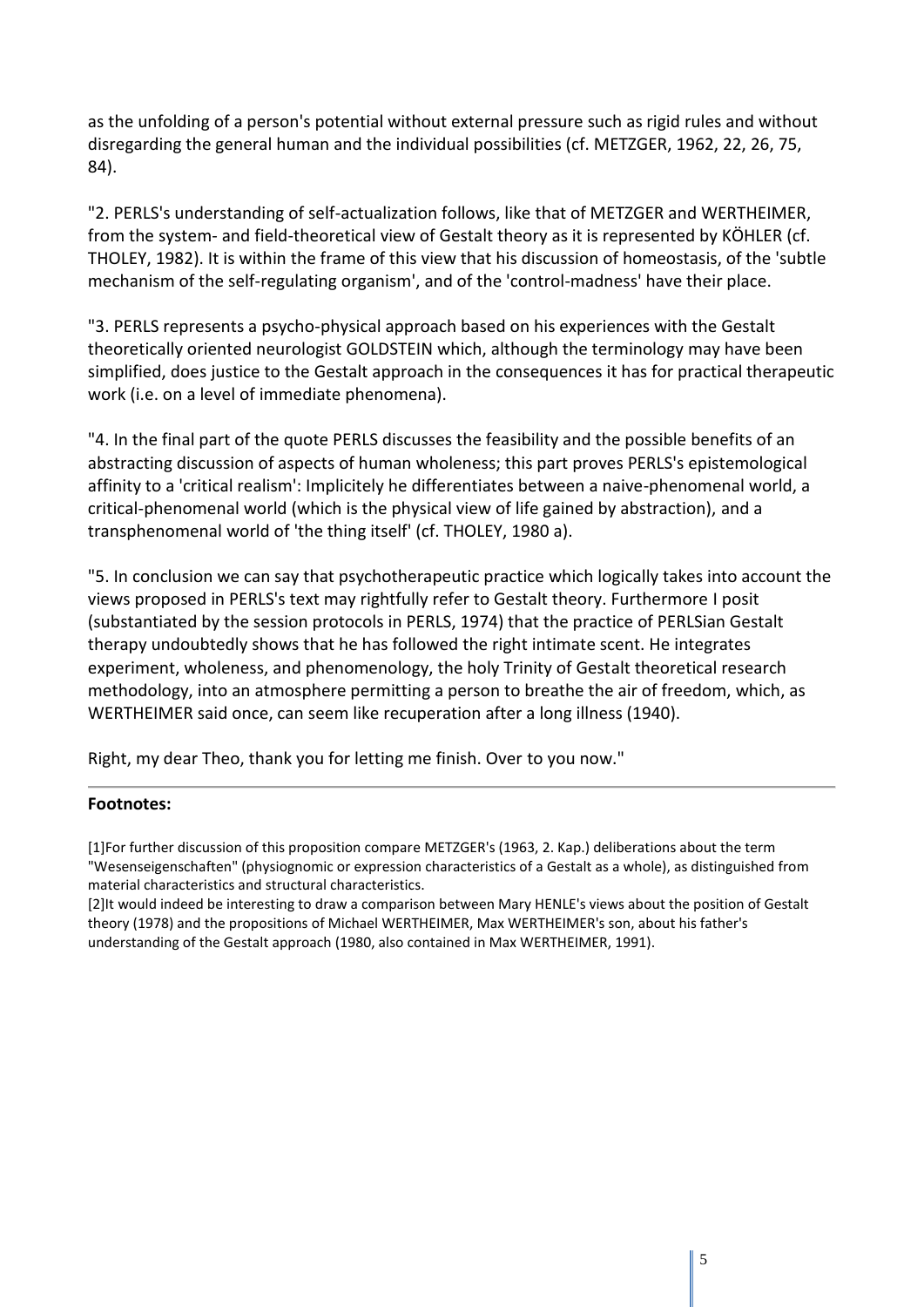as the unfolding of a person's potential without external pressure such as rigid rules and without disregarding the general human and the individual possibilities (cf. METZGER, 1962, 22, 26, 75, 84).

"2. PERLS's understanding of self-actualization follows, like that of METZGER and WERTHEIMER, from the system- and field-theoretical view of Gestalt theory as it is represented by KÖHLER (cf. THOLEY, 1982). It is within the frame of this view that his discussion of homeostasis, of the 'subtle mechanism of the self-regulating organism', and of the 'control-madness' have their place.

"3. PERLS represents a psycho-physical approach based on his experiences with the Gestalt theoretically oriented neurologist GOLDSTEIN which, although the terminology may have been simplified, does justice to the Gestalt approach in the consequences it has for practical therapeutic work (i.e. on a level of immediate phenomena).

"4. In the final part of the quote PERLS discusses the feasibility and the possible benefits of an abstracting discussion of aspects of human wholeness; this part proves PERLS's epistemological affinity to a 'critical realism': Implicitely he differentiates between a naive-phenomenal world, a critical-phenomenal world (which is the physical view of life gained by abstraction), and a transphenomenal world of 'the thing itself' (cf. THOLEY, 1980 a).

"5. In conclusion we can say that psychotherapeutic practice which logically takes into account the views proposed in PERLS's text may rightfully refer to Gestalt theory. Furthermore I posit (substantiated by the session protocols in PERLS, 1974) that the practice of PERLSian Gestalt therapy undoubtedly shows that he has followed the right intimate scent. He integrates experiment, wholeness, and phenomenology, the holy Trinity of Gestalt theoretical research methodology, into an atmosphere permitting a person to breathe the air of freedom, which, as WERTHEIMER said once, can seem like recuperation after a long illness (1940).

Right, my dear Theo, thank you for letting me finish. Over to you now."

---

**Footnotes:**

[1]For further discussion of this proposition compare METZGER's (1963, 2. Kap.) deliberations about the term "Wesenseigenschaften" (physiognomic or expression characteristics of a Gestalt as a whole), as distinguished from material characteristics and structural characteristics.

[2]It would indeed be interesting to draw a comparison between Mary HENLE's views about the position of Gestalt theory (1978) and the propositions of Michael WERTHEIMER, Max WERTHEIMER's son, about his father's understanding of the Gestalt approach (1980, also contained in Max WERTHEIMER, 1991).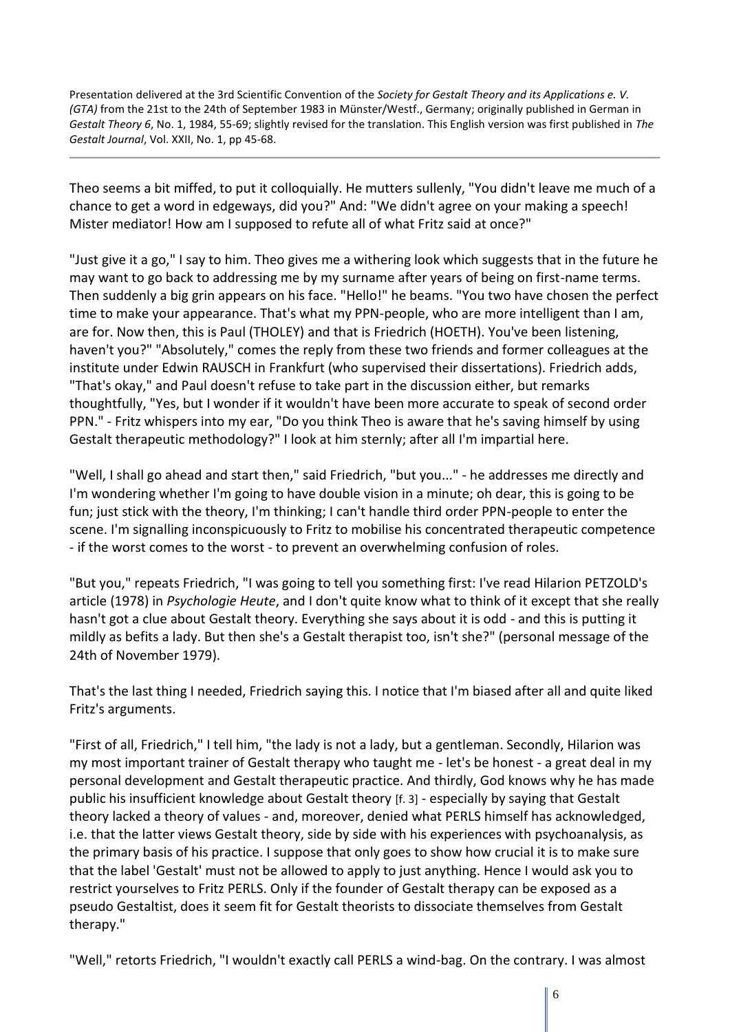Presentation delivered at the 3rd Scientific Convention of the *Society for Gestalt Theory and its Applications e. V. (GTA)* from the 21st to the 24th of September 1983 in Münster/Westf., Germany; originally published in German in *Gestalt Theory 6*, No. 1, 1984, 55-69; slightly revised for the translation. This English version was first published in *The Gestalt Journal*, Vol. XXII, No. 1, pp 45-68.

---

Theo seems a bit miffed, to put it colloquially. He mutters sullenly, "You didn't leave me much of a chance to get a word in edgeways, did you?" And: "We didn't agree on your making a speech! Mister mediator! How am I supposed to refute all of what Fritz said at once?"

"Just give it a go," I say to him. Theo gives me a withering look which suggests that in the future he may want to go back to addressing me by my surname after years of being on first-name terms. Then suddenly a big grin appears on his face. "Hello!" he beams. "You two have chosen the perfect time to make your appearance. That's what my PPN-people, who are more intelligent than I am, are for. Now then, this is Paul (THOLEY) and that is Friedrich (HOETH). You've been listening, haven't you?" "Absolutely," comes the reply from these two friends and former colleagues at the institute under Edwin RAUSCH in Frankfurt (who supervised their dissertations). Friedrich adds, "That's okay," and Paul doesn't refuse to take part in the discussion either, but remarks thoughtfully, "Yes, but I wonder if it wouldn't have been more accurate to speak of second order PPN." - Fritz whispers into my ear, "Do you think Theo is aware that he's saving himself by using Gestalt therapeutic methodology?" I look at him sternly; after all I'm impartial here.

"Well, I shall go ahead and start then," said Friedrich, "but you..." - he addresses me directly and I'm wondering whether I'm going to have double vision in a minute; oh dear, this is going to be fun; just stick with the theory, I'm thinking; I can't handle third order PPN-people to enter the scene. I'm signalling inconspicuously to Fritz to mobilise his concentrated therapeutic competence - if the worst comes to the worst - to prevent an overwhelming confusion of roles.

"But you," repeats Friedrich, "I was going to tell you something first: I've read Hilarion PETZOLD's article (1978) in *Psychologie Heute*, and I don't quite know what to think of it except that she really hasn't got a clue about Gestalt theory. Everything she says about it is odd - and this is putting it mildly as befits a lady. But then she's a Gestalt therapist too, isn't she?" (personal message of the 24th of November 1979).

That's the last thing I needed, Friedrich saying this. I notice that I'm biased after all and quite liked Fritz's arguments.

"First of all, Friedrich," I tell him, "the lady is not a lady, but a gentleman. Secondly, Hilarion was my most important trainer of Gestalt therapy who taught me - let's be honest - a great deal in my personal development and Gestalt therapeutic practice. And thirdly, God knows why he has made public his insufficient knowledge about Gestalt theory [f. 3] - especially by saying that Gestalt theory lacked a theory of values - and, moreover, denied what PERLS himself has acknowledged, i.e. that the latter views Gestalt theory, side by side with his experiences with psychoanalysis, as the primary basis of his practice. I suppose that only goes to show how crucial it is to make sure that the label 'Gestalt' must not be allowed to apply to just anything. Hence I would ask you to restrict yourselves to Fritz PERLS. Only if the founder of Gestalt therapy can be exposed as a pseudo Gestaltist, does it seem fit for Gestalt theorists to dissociate themselves from Gestalt therapy."

"Well," retorts Friedrich, "I wouldn't exactly call PERLS a wind-bag. On the contrary. I was almost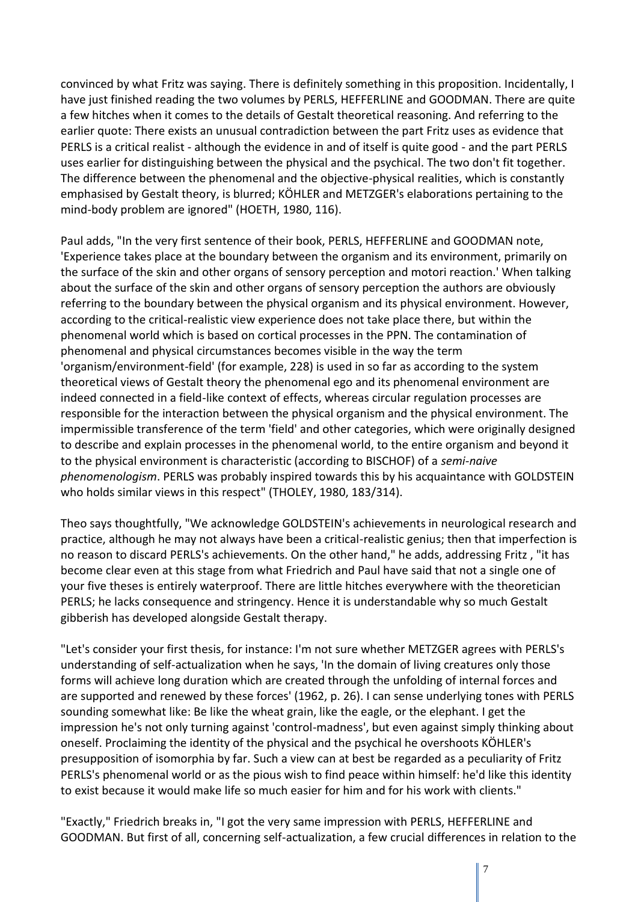convinced by what Fritz was saying. There is definitely something in this proposition. Incidentally, I have just finished reading the two volumes by PERLS, HEFFERLINE and GOODMAN. There are quite a few hitches when it comes to the details of Gestalt theoretical reasoning. And referring to the earlier quote: There exists an unusual contradiction between the part Fritz uses as evidence that PERLS is a critical realist - although the evidence in and of itself is quite good - and the part PERLS uses earlier for distinguishing between the physical and the psychical. The two don't fit together. The difference between the phenomenal and the objective-physical realities, which is constantly emphasised by Gestalt theory, is blurred; KÖHLER and METZGER's elaborations pertaining to the mind-body problem are ignored" (HOETH, 1980, 116).

Paul adds, "In the very first sentence of their book, PERLS, HEFFERLINE and GOODMAN note, 'Experience takes place at the boundary between the organism and its environment, primarily on the surface of the skin and other organs of sensory perception and motori reaction.' When talking about the surface of the skin and other organs of sensory perception the authors are obviously referring to the boundary between the physical organism and its physical environment. However, according to the critical-realistic view experience does not take place there, but within the phenomenal world which is based on cortical processes in the PPN. The contamination of phenomenal and physical circumstances becomes visible in the way the term 'organism/environment-field' (for example, 228) is used in so far as according to the system theoretical views of Gestalt theory the phenomenal ego and its phenomenal environment are indeed connected in a field-like context of effects, whereas circular regulation processes are responsible for the interaction between the physical organism and the physical environment. The impermissible transference of the term 'field' and other categories, which were originally designed to describe and explain processes in the phenomenal world, to the entire organism and beyond it to the physical environment is characteristic (according to BISCHOF) of a *semi-naive phenomenologism*. PERLS was probably inspired towards this by his acquaintance with GOLDSTEIN who holds similar views in this respect" (THOLEY, 1980, 183/314).

Theo says thoughtfully, "We acknowledge GOLDSTEIN's achievements in neurological research and practice, although he may not always have been a critical-realistic genius; then that imperfection is no reason to discard PERLS's achievements. On the other hand," he adds, addressing Fritz , "it has become clear even at this stage from what Friedrich and Paul have said that not a single one of your five theses is entirely waterproof. There are little hitches everywhere with the theoretician PERLS; he lacks consequence and stringency. Hence it is understandable why so much Gestalt gibberish has developed alongside Gestalt therapy.

"Let's consider your first thesis, for instance: I'm not sure whether METZGER agrees with PERLS's understanding of self-actualization when he says, 'In the domain of living creatures only those forms will achieve long duration which are created through the unfolding of internal forces and are supported and renewed by these forces' (1962, p. 26). I can sense underlying tones with PERLS sounding somewhat like: Be like the wheat grain, like the eagle, or the elephant. I get the impression he's not only turning against 'control-madness', but even against simply thinking about oneself. Proclaiming the identity of the physical and the psychical he overshoots KÖHLER's presupposition of isomorphia by far. Such a view can at best be regarded as a peculiarity of Fritz PERLS's phenomenal world or as the pious wish to find peace within himself: he'd like this identity to exist because it would make life so much easier for him and for his work with clients."

"Exactly," Friedrich breaks in, "I got the very same impression with PERLS, HEFFERLINE and GOODMAN. But first of all, concerning self-actualization, a few crucial differences in relation to the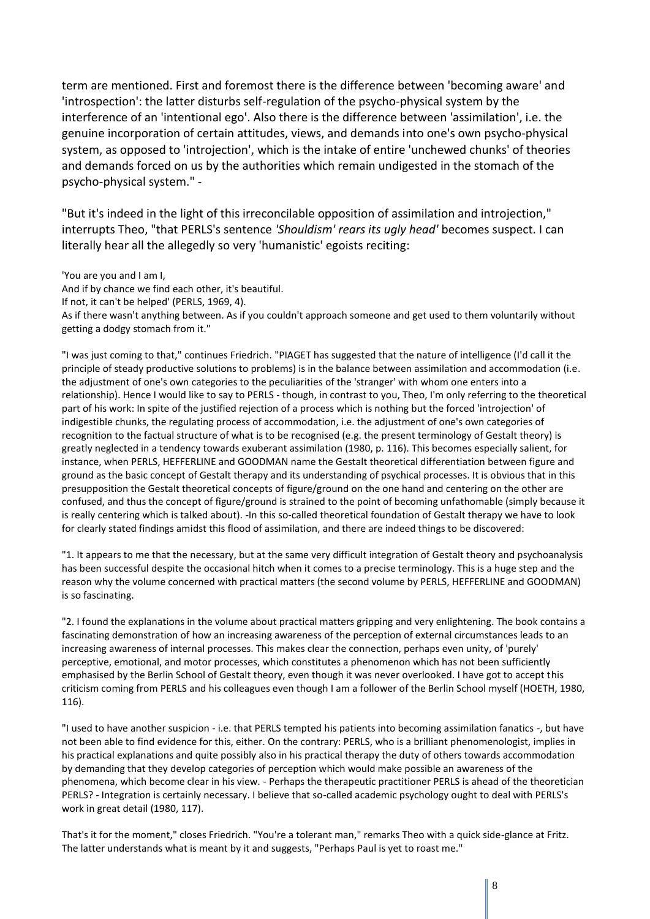term are mentioned. First and foremost there is the difference between 'becoming aware' and 'introspection': the latter disturbs self-regulation of the psycho-physical system by the interference of an 'intentional ego'. Also there is the difference between 'assimilation', i.e. the genuine incorporation of certain attitudes, views, and demands into one's own psycho-physical system, as opposed to 'introjection', which is the intake of entire 'unchewed chunks' of theories and demands forced on us by the authorities which remain undigested in the stomach of the psycho-physical system." -

"But it's indeed in the light of this irreconcilable opposition of assimilation and introjection," interrupts Theo, "that PERLS's sentence *'Shouldism' rears its ugly head'* becomes suspect. I can literally hear all the allegedly so very 'humanistic' egoists reciting:

'You are you and I am I,
And if by chance we find each other, it's beautiful.
If not, it can't be helped' (PERLS, 1969, 4).
As if there wasn't anything between. As if you couldn't approach someone and get used to them voluntarily without getting a dodgy stomach from it."

"I was just coming to that," continues Friedrich. "PIAGET has suggested that the nature of intelligence (I'd call it the principle of steady productive solutions to problems) is in the balance between assimilation and accommodation (i.e. the adjustment of one's own categories to the peculiarities of the 'stranger' with whom one enters into a relationship). Hence I would like to say to PERLS - though, in contrast to you, Theo, I'm only referring to the theoretical part of his work: In spite of the justified rejection of a process which is nothing but the forced 'introjection' of indigestible chunks, the regulating process of accommodation, i.e. the adjustment of one's own categories of recognition to the factual structure of what is to be recognised (e.g. the present terminology of Gestalt theory) is greatly neglected in a tendency towards exuberant assimilation (1980, p. 116). This becomes especially salient, for instance, when PERLS, HEFFERLINE and GOODMAN name the Gestalt theoretical differentiation between figure and ground as the basic concept of Gestalt therapy and its understanding of psychical processes. It is obvious that in this presupposition the Gestalt theoretical concepts of figure/ground on the one hand and centering on the other are confused, and thus the concept of figure/ground is strained to the point of becoming unfathomable (simply because it is really centering which is talked about). -In this so-called theoretical foundation of Gestalt therapy we have to look for clearly stated findings amidst this flood of assimilation, and there are indeed things to be discovered:

"1. It appears to me that the necessary, but at the same very difficult integration of Gestalt theory and psychoanalysis has been successful despite the occasional hitch when it comes to a precise terminology. This is a huge step and the reason why the volume concerned with practical matters (the second volume by PERLS, HEFFERLINE and GOODMAN) is so fascinating.

"2. I found the explanations in the volume about practical matters gripping and very enlightening. The book contains a fascinating demonstration of how an increasing awareness of the perception of external circumstances leads to an increasing awareness of internal processes. This makes clear the connection, perhaps even unity, of 'purely' perceptive, emotional, and motor processes, which constitutes a phenomenon which has not been sufficiently emphasised by the Berlin School of Gestalt theory, even though it was never overlooked. I have got to accept this criticism coming from PERLS and his colleagues even though I am a follower of the Berlin School myself (HOETH, 1980, 116).

"I used to have another suspicion - i.e. that PERLS tempted his patients into becoming assimilation fanatics -, but have not been able to find evidence for this, either. On the contrary: PERLS, who is a brilliant phenomenologist, implies in his practical explanations and quite possibly also in his practical therapy the duty of others towards accommodation by demanding that they develop categories of perception which would make possible an awareness of the phenomena, which become clear in his view. - Perhaps the therapeutic practitioner PERLS is ahead of the theoretician PERLS? - Integration is certainly necessary. I believe that so-called academic psychology ought to deal with PERLS's work in great detail (1980, 117).

That's it for the moment," closes Friedrich. "You're a tolerant man," remarks Theo with a quick side-glance at Fritz. The latter understands what is meant by it and suggests, "Perhaps Paul is yet to roast me."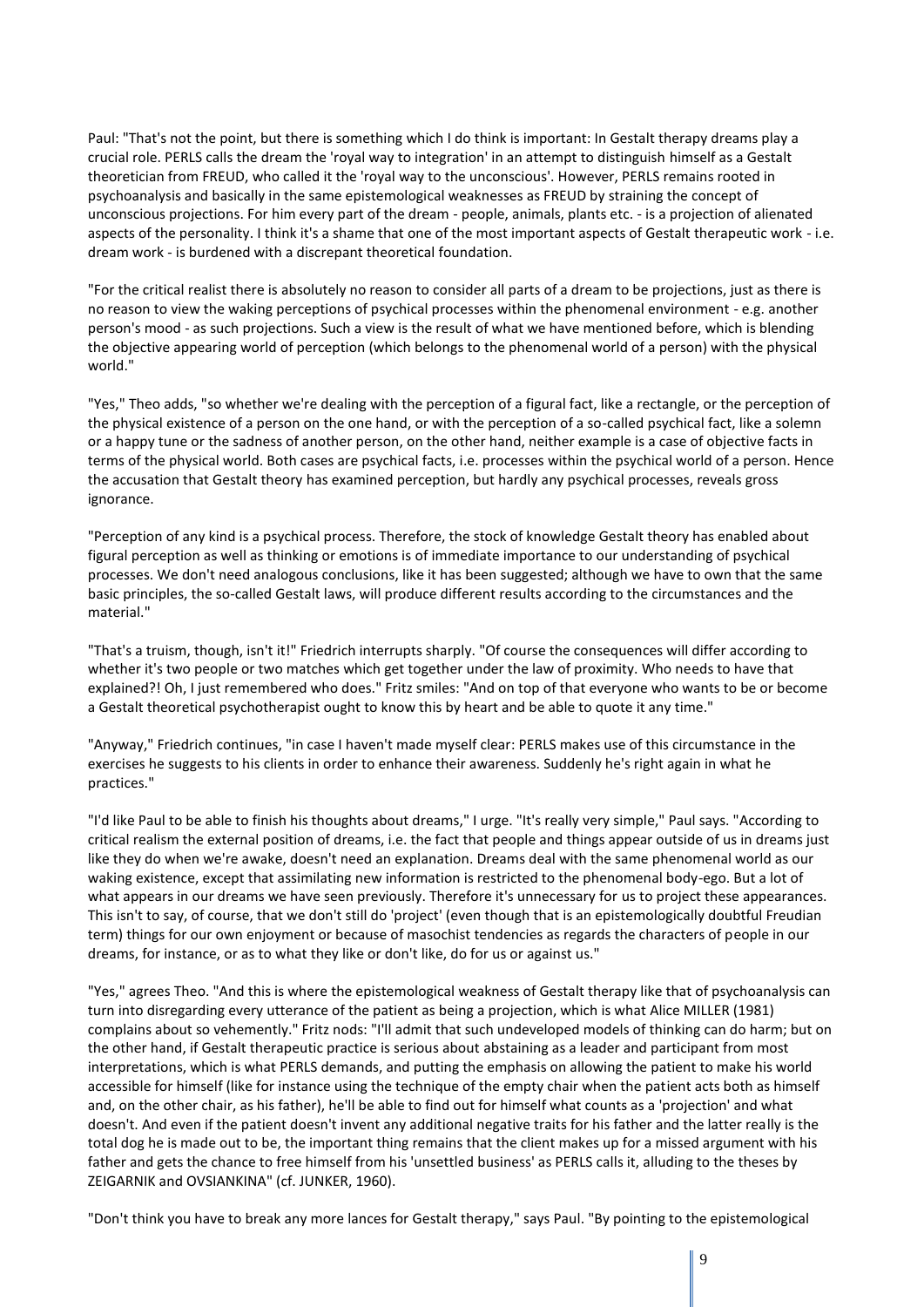Paul: "That's not the point, but there is something which I do think is important: In Gestalt therapy dreams play a crucial role. PERLS calls the dream the 'royal way to integration' in an attempt to distinguish himself as a Gestalt theoretician from FREUD, who called it the 'royal way to the unconscious'. However, PERLS remains rooted in psychoanalysis and basically in the same epistemological weaknesses as FREUD by straining the concept of unconscious projections. For him every part of the dream - people, animals, plants etc. - is a projection of alienated aspects of the personality. I think it's a shame that one of the most important aspects of Gestalt therapeutic work - i.e. dream work - is burdened with a discrepant theoretical foundation.

"For the critical realist there is absolutely no reason to consider all parts of a dream to be projections, just as there is no reason to view the waking perceptions of psychical processes within the phenomenal environment - e.g. another person's mood - as such projections. Such a view is the result of what we have mentioned before, which is blending the objective appearing world of perception (which belongs to the phenomenal world of a person) with the physical world."

"Yes," Theo adds, "so whether we're dealing with the perception of a figural fact, like a rectangle, or the perception of the physical existence of a person on the one hand, or with the perception of a so-called psychical fact, like a solemn or a happy tune or the sadness of another person, on the other hand, neither example is a case of objective facts in terms of the physical world. Both cases are psychical facts, i.e. processes within the psychical world of a person. Hence the accusation that Gestalt theory has examined perception, but hardly any psychical processes, reveals gross ignorance.

"Perception of any kind is a psychical process. Therefore, the stock of knowledge Gestalt theory has enabled about figural perception as well as thinking or emotions is of immediate importance to our understanding of psychical processes. We don't need analogous conclusions, like it has been suggested; although we have to own that the same basic principles, the so-called Gestalt laws, will produce different results according to the circumstances and the material."

"That's a truism, though, isn't it!" Friedrich interrupts sharply. "Of course the consequences will differ according to whether it's two people or two matches which get together under the law of proximity. Who needs to have that explained?! Oh, I just remembered who does." Fritz smiles: "And on top of that everyone who wants to be or become a Gestalt theoretical psychotherapist ought to know this by heart and be able to quote it any time."

"Anyway," Friedrich continues, "in case I haven't made myself clear: PERLS makes use of this circumstance in the exercises he suggests to his clients in order to enhance their awareness. Suddenly he's right again in what he practices."

"I'd like Paul to be able to finish his thoughts about dreams," I urge. "It's really very simple," Paul says. "According to critical realism the external position of dreams, i.e. the fact that people and things appear outside of us in dreams just like they do when we're awake, doesn't need an explanation. Dreams deal with the same phenomenal world as our waking existence, except that assimilating new information is restricted to the phenomenal body-ego. But a lot of what appears in our dreams we have seen previously. Therefore it's unnecessary for us to project these appearances. This isn't to say, of course, that we don't still do 'project' (even though that is an epistemologically doubtful Freudian term) things for our own enjoyment or because of masochist tendencies as regards the characters of people in our dreams, for instance, or as to what they like or don't like, do for us or against us."

"Yes," agrees Theo. "And this is where the epistemological weakness of Gestalt therapy like that of psychoanalysis can turn into disregarding every utterance of the patient as being a projection, which is what Alice MILLER (1981) complains about so vehemently." Fritz nods: "I'll admit that such undeveloped models of thinking can do harm; but on the other hand, if Gestalt therapeutic practice is serious about abstaining as a leader and participant from most interpretations, which is what PERLS demands, and putting the emphasis on allowing the patient to make his world accessible for himself (like for instance using the technique of the empty chair when the patient acts both as himself and, on the other chair, as his father), he'll be able to find out for himself what counts as a 'projection' and what doesn't. And even if the patient doesn't invent any additional negative traits for his father and the latter really is the total dog he is made out to be, the important thing remains that the client makes up for a missed argument with his father and gets the chance to free himself from his 'unsettled business' as PERLS calls it, alluding to the theses by ZEIGARNIK and OVSIANKINA" (cf. JUNKER, 1960).

"Don't think you have to break any more lances for Gestalt therapy," says Paul. "By pointing to the epistemological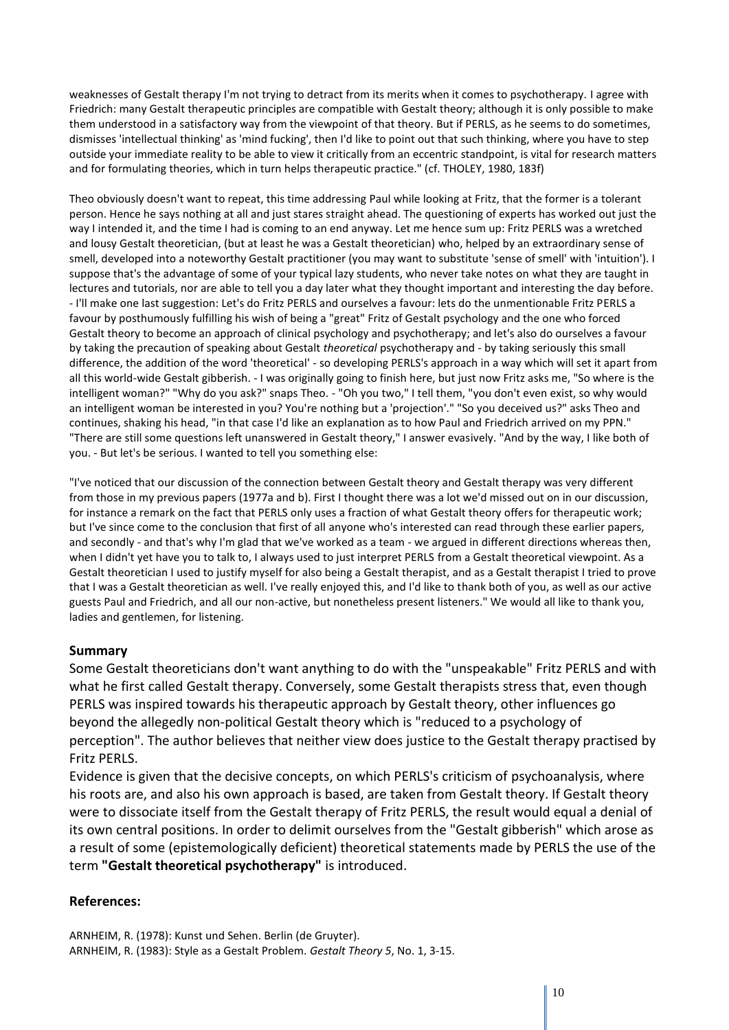weaknesses of Gestalt therapy I'm not trying to detract from its merits when it comes to psychotherapy. I agree with Friedrich: many Gestalt therapeutic principles are compatible with Gestalt theory; although it is only possible to make them understood in a satisfactory way from the viewpoint of that theory. But if PERLS, as he seems to do sometimes, dismisses 'intellectual thinking' as 'mind fucking', then I'd like to point out that such thinking, where you have to step outside your immediate reality to be able to view it critically from an eccentric standpoint, is vital for research matters and for formulating theories, which in turn helps therapeutic practice." (cf. THOLEY, 1980, 183f)

Theo obviously doesn't want to repeat, this time addressing Paul while looking at Fritz, that the former is a tolerant person. Hence he says nothing at all and just stares straight ahead. The questioning of experts has worked out just the way I intended it, and the time I had is coming to an end anyway. Let me hence sum up: Fritz PERLS was a wretched and lousy Gestalt theoretician, (but at least he was a Gestalt theoretician) who, helped by an extraordinary sense of smell, developed into a noteworthy Gestalt practitioner (you may want to substitute 'sense of smell' with 'intuition'). I suppose that's the advantage of some of your typical lazy students, who never take notes on what they are taught in lectures and tutorials, nor are able to tell you a day later what they thought important and interesting the day before. - I'll make one last suggestion: Let's do Fritz PERLS and ourselves a favour: lets do the unmentionable Fritz PERLS a favour by posthumously fulfilling his wish of being a "great" Fritz of Gestalt psychology and the one who forced Gestalt theory to become an approach of clinical psychology and psychotherapy; and let's also do ourselves a favour by taking the precaution of speaking about Gestalt *theoretical* psychotherapy and - by taking seriously this small difference, the addition of the word 'theoretical' - so developing PERLS's approach in a way which will set it apart from all this world-wide Gestalt gibberish. - I was originally going to finish here, but just now Fritz asks me, "So where is the intelligent woman?" "Why do you ask?" snaps Theo. - "Oh you two," I tell them, "you don't even exist, so why would an intelligent woman be interested in you? You're nothing but a 'projection'." "So you deceived us?" asks Theo and continues, shaking his head, "in that case I'd like an explanation as to how Paul and Friedrich arrived on my PPN." "There are still some questions left unanswered in Gestalt theory," I answer evasively. "And by the way, I like both of you. - But let's be serious. I wanted to tell you something else:

"I've noticed that our discussion of the connection between Gestalt theory and Gestalt therapy was very different from those in my previous papers (1977a and b). First I thought there was a lot we'd missed out on in our discussion, for instance a remark on the fact that PERLS only uses a fraction of what Gestalt theory offers for therapeutic work; but I've since come to the conclusion that first of all anyone who's interested can read through these earlier papers, and secondly - and that's why I'm glad that we've worked as a team - we argued in different directions whereas then, when I didn't yet have you to talk to, I always used to just interpret PERLS from a Gestalt theoretical viewpoint. As a Gestalt theoretician I used to justify myself for also being a Gestalt therapist, and as a Gestalt therapist I tried to prove that I was a Gestalt theoretician as well. I've really enjoyed this, and I'd like to thank both of you, as well as our active guests Paul and Friedrich, and all our non-active, but nonetheless present listeners." We would all like to thank you, ladies and gentlemen, for listening.

## Summary

Some Gestalt theoreticians don't want anything to do with the "unspeakable" Fritz PERLS and with what he first called Gestalt therapy. Conversely, some Gestalt therapists stress that, even though PERLS was inspired towards his therapeutic approach by Gestalt theory, other influences go beyond the allegedly non-political Gestalt theory which is "reduced to a psychology of perception". The author believes that neither view does justice to the Gestalt therapy practised by Fritz PERLS.

Evidence is given that the decisive concepts, on which PERLS's criticism of psychoanalysis, where his roots are, and also his own approach is based, are taken from Gestalt theory. If Gestalt theory were to dissociate itself from the Gestalt therapy of Fritz PERLS, the result would equal a denial of its own central positions. In order to delimit ourselves from the "Gestalt gibberish" which arose as a result of some (epistemologically deficient) theoretical statements made by PERLS the use of the term **"Gestalt theoretical psychotherapy"** is introduced.

## References:

ARNHEIM, R. (1978): Kunst und Sehen. Berlin (de Gruyter).
ARNHEIM, R. (1983): Style as a Gestalt Problem. *Gestalt Theory 5*, No. 1, 3-15.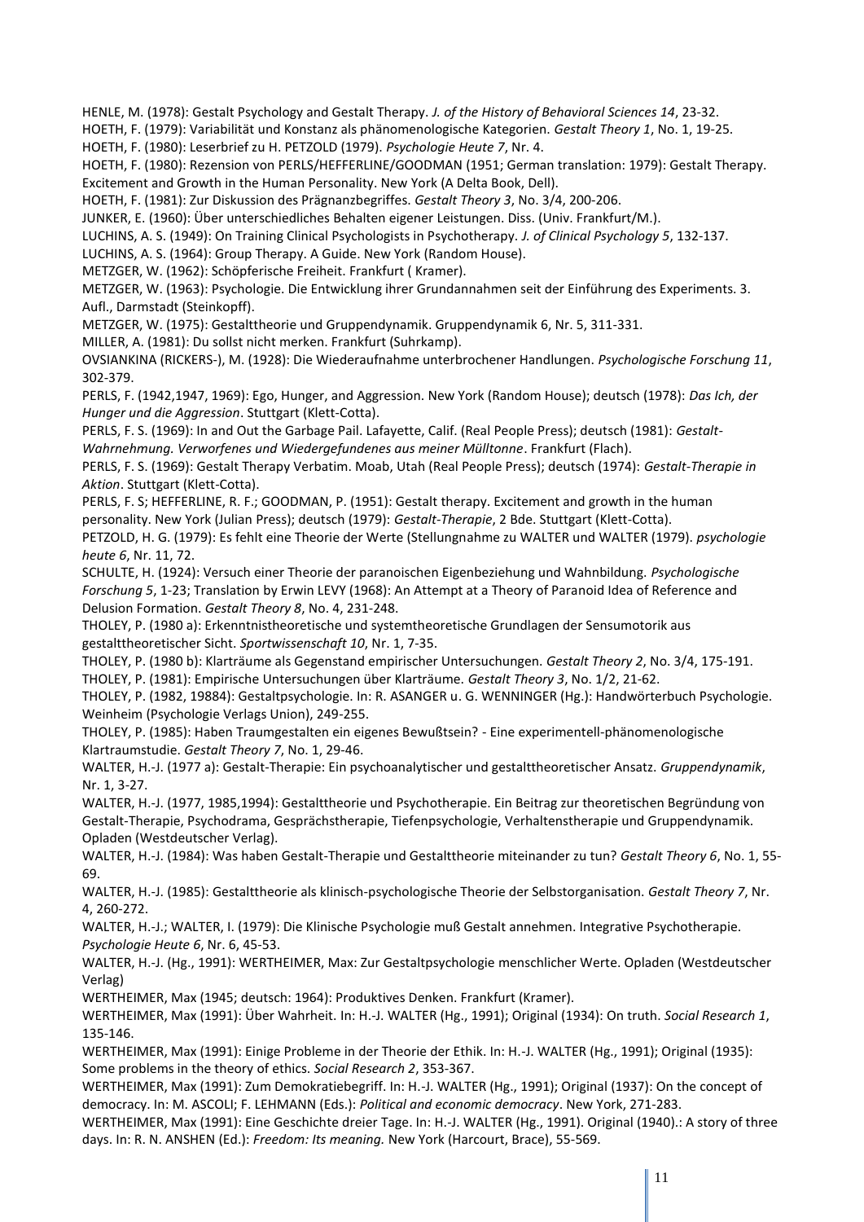HENLE, M. (1978): Gestalt Psychology and Gestalt Therapy. *J. of the History of Behavioral Sciences 14*, 23-32.

HOETH, F. (1979): Variabilität und Konstanz als phänomenologische Kategorien. *Gestalt Theory 1*, No. 1, 19-25.

HOETH, F. (1980): Leserbrief zu H. PETZOLD (1979). *Psychologie Heute 7*, Nr. 4.

HOETH, F. (1980): Rezension von PERLS/HEFFERLINE/GOODMAN (1951; German translation: 1979): Gestalt Therapy. Excitement and Growth in the Human Personality. New York (A Delta Book, Dell).

HOETH, F. (1981): Zur Diskussion des Prägnanzbegriffes. *Gestalt Theory 3*, No. 3/4, 200-206.

JUNKER, E. (1960): Über unterschiedliches Behalten eigener Leistungen. Diss. (Univ. Frankfurt/M.).

LUCHINS, A. S. (1949): On Training Clinical Psychologists in Psychotherapy. *J. of Clinical Psychology 5*, 132-137.

LUCHINS, A. S. (1964): Group Therapy. A Guide. New York (Random House).

METZGER, W. (1962): Schöpferische Freiheit. Frankfurt ( Kramer).

METZGER, W. (1963): Psychologie. Die Entwicklung ihrer Grundannahmen seit der Einführung des Experiments. 3. Aufl., Darmstadt (Steinkopff).

METZGER, W. (1975): Gestalttheorie und Gruppendynamik. Gruppendynamik 6, Nr. 5, 311-331.

MILLER, A. (1981): Du sollst nicht merken. Frankfurt (Suhrkamp).

OVSIANKINA (RICKERS-), M. (1928): Die Wiederaufnahme unterbrochener Handlungen. *Psychologische Forschung 11*, 302-379.

PERLS, F. (1942,1947, 1969): Ego, Hunger, and Aggression. New York (Random House); deutsch (1978): *Das Ich, der Hunger und die Aggression*. Stuttgart (Klett-Cotta).

PERLS, F. S. (1969): In and Out the Garbage Pail. Lafayette, Calif. (Real People Press); deutsch (1981): *Gestalt-Wahrnehmung. Verworfenes und Wiedergefundenes aus meiner Mülltonne*. Frankfurt (Flach).

PERLS, F. S. (1969): Gestalt Therapy Verbatim. Moab, Utah (Real People Press); deutsch (1974): *Gestalt-Therapie in Aktion*. Stuttgart (Klett-Cotta).

PERLS, F. S; HEFFERLINE, R. F.; GOODMAN, P. (1951): Gestalt therapy. Excitement and growth in the human personality. New York (Julian Press); deutsch (1979): *Gestalt-Therapie*, 2 Bde. Stuttgart (Klett-Cotta).

PETZOLD, H. G. (1979): Es fehlt eine Theorie der Werte (Stellungnahme zu WALTER und WALTER (1979). *psychologie heute 6*, Nr. 11, 72.

SCHULTE, H. (1924): Versuch einer Theorie der paranoischen Eigenbeziehung und Wahnbildung. *Psychologische Forschung 5*, 1-23; Translation by Erwin LEVY (1968): An Attempt at a Theory of Paranoid Idea of Reference and Delusion Formation. *Gestalt Theory 8*, No. 4, 231-248.

THOLEY, P. (1980 a): Erkenntnistheoretische und systemtheoretische Grundlagen der Sensumotorik aus gestalttheoretischer Sicht. *Sportwissenschaft 10*, Nr. 1, 7-35.

THOLEY, P. (1980 b): Klarträume als Gegenstand empirischer Untersuchungen. *Gestalt Theory 2*, No. 3/4, 175-191.

THOLEY, P. (1981): Empirische Untersuchungen über Klarträume. *Gestalt Theory 3*, No. 1/2, 21-62.

THOLEY, P. (1982, 19884): Gestaltpsychologie. In: R. ASANGER u. G. WENNINGER (Hg.): Handwörterbuch Psychologie. Weinheim (Psychologie Verlags Union), 249-255.

THOLEY, P. (1985): Haben Traumgestalten ein eigenes Bewußtsein? - Eine experimentell-phänomenologische Klartraumstudie. *Gestalt Theory 7*, No. 1, 29-46.

WALTER, H.-J. (1977 a): Gestalt-Therapie: Ein psychoanalytischer und gestalttheoretischer Ansatz. *Gruppendynamik*, Nr. 1, 3-27.

WALTER, H.-J. (1977, 1985,1994): Gestalttheorie und Psychotherapie. Ein Beitrag zur theoretischen Begründung von Gestalt-Therapie, Psychodrama, Gesprächstherapie, Tiefenpsychologie, Verhaltenstherapie und Gruppendynamik. Opladen (Westdeutscher Verlag).

WALTER, H.-J. (1984): Was haben Gestalt-Therapie und Gestalttheorie miteinander zu tun? *Gestalt Theory 6*, No. 1, 55-69.

WALTER, H.-J. (1985): Gestalttheorie als klinisch-psychologische Theorie der Selbstorganisation. *Gestalt Theory 7*, Nr. 4, 260-272.

WALTER, H.-J.; WALTER, I. (1979): Die Klinische Psychologie muß Gestalt annehmen. Integrative Psychotherapie. *Psychologie Heute 6*, Nr. 6, 45-53.

WALTER, H.-J. (Hg., 1991): WERTHEIMER, Max: Zur Gestaltpsychologie menschlicher Werte. Opladen (Westdeutscher Verlag)

WERTHEIMER, Max (1945; deutsch: 1964): Produktives Denken. Frankfurt (Kramer).

WERTHEIMER, Max (1991): Über Wahrheit. In: H.-J. WALTER (Hg., 1991); Original (1934): On truth. *Social Research 1*, 135-146.

WERTHEIMER, Max (1991): Einige Probleme in der Theorie der Ethik. In: H.-J. WALTER (Hg., 1991); Original (1935): Some problems in the theory of ethics. *Social Research 2*, 353-367.

WERTHEIMER, Max (1991): Zum Demokratiebegriff. In: H.-J. WALTER (Hg., 1991); Original (1937): On the concept of democracy. In: M. ASCOLI; F. LEHMANN (Eds.): *Political and economic democracy*. New York, 271-283.

WERTHEIMER, Max (1991): Eine Geschichte dreier Tage. In: H.-J. WALTER (Hg., 1991). Original (1940).: A story of three days. In: R. N. ANSHEN (Ed.): *Freedom: Its meaning.* New York (Harcourt, Brace), 55-569.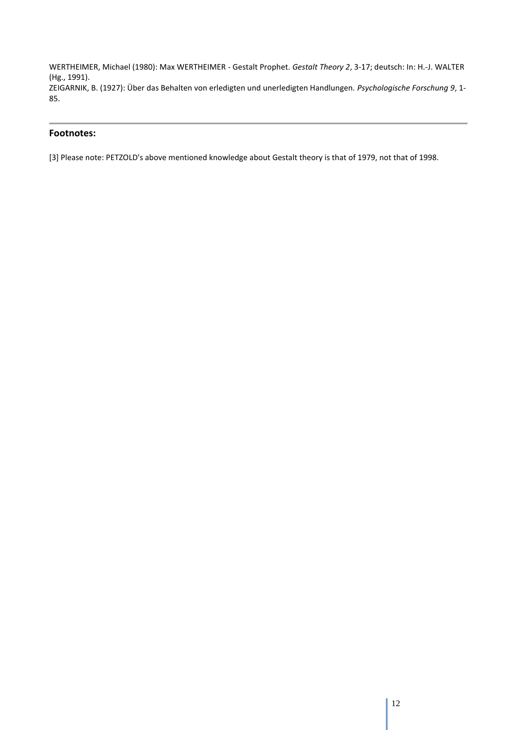WERTHEIMER, Michael (1980): Max WERTHEIMER - Gestalt Prophet. *Gestalt Theory 2*, 3-17; deutsch: In: H.-J. WALTER (Hg., 1991).

ZEIGARNIK, B. (1927): Über das Behalten von erledigten und unerledigten Handlungen. *Psychologische Forschung 9*, 1-85.

---

## Footnotes:

[3] Please note: PETZOLD's above mentioned knowledge about Gestalt theory is that of 1979, not that of 1998.